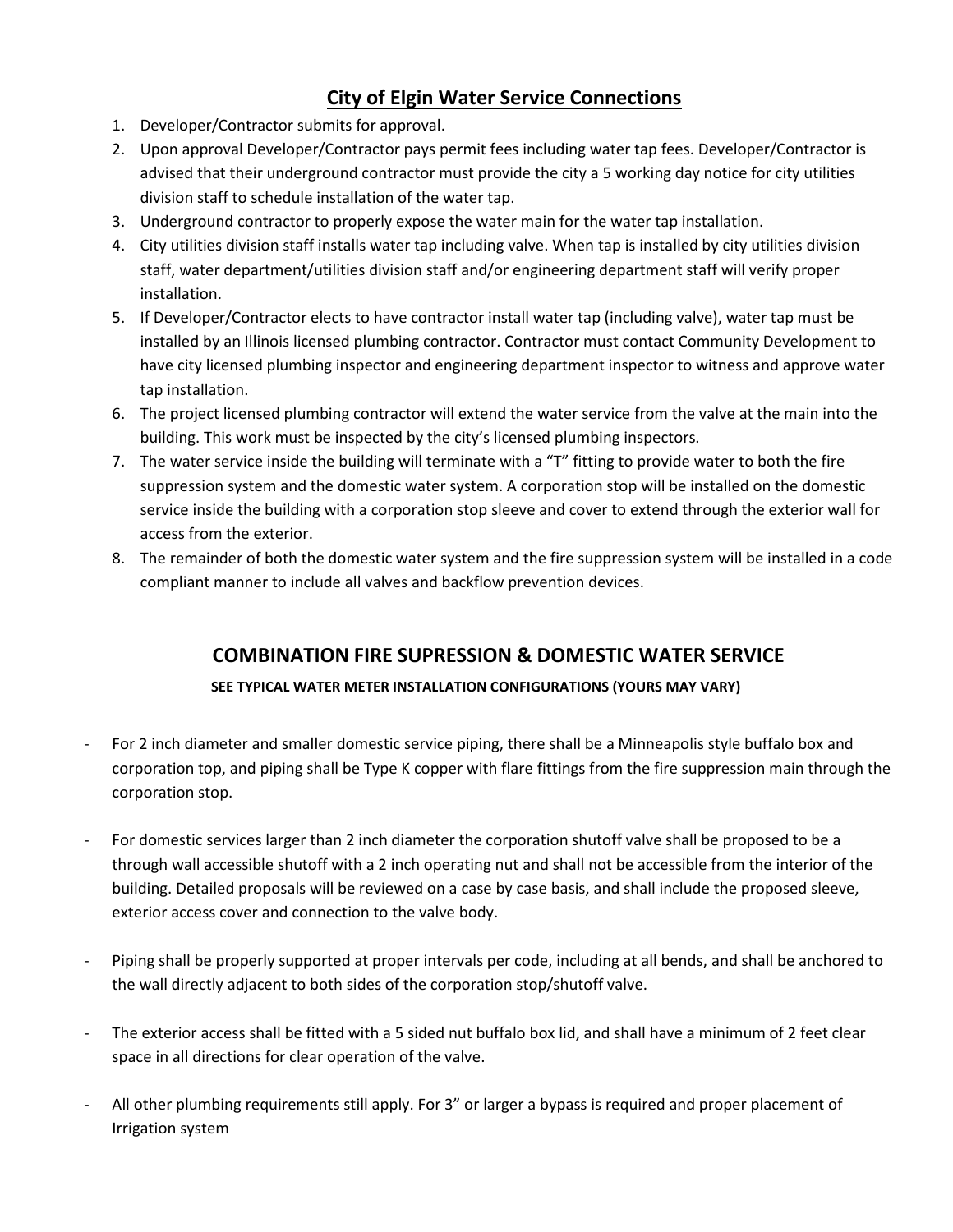# City of Elgin Water Service Connections

1. Developer/Contractor submits for approval.
2. Upon approval Developer/Contractor pays permit fees including water tap fees. Developer/Contractor is advised that their underground contractor must provide the city a 5 working day notice for city utilities division staff to schedule installation of the water tap.
3. Underground contractor to properly expose the water main for the water tap installation.
4. City utilities division staff installs water tap including valve. When tap is installed by city utilities division staff, water department/utilities division staff and/or engineering department staff will verify proper installation.
5. If Developer/Contractor elects to have contractor install water tap (including valve), water tap must be installed by an Illinois licensed plumbing contractor. Contractor must contact Community Development to have city licensed plumbing inspector and engineering department inspector to witness and approve water tap installation.
6. The project licensed plumbing contractor will extend the water service from the valve at the main into the building. This work must be inspected by the city's licensed plumbing inspectors.
7. The water service inside the building will terminate with a "T" fitting to provide water to both the fire suppression system and the domestic water system. A corporation stop will be installed on the domestic service inside the building with a corporation stop sleeve and cover to extend through the exterior wall for access from the exterior.
8. The remainder of both the domestic water system and the fire suppression system will be installed in a code compliant manner to include all valves and backflow prevention devices.

## COMBINATION FIRE SUPRESSION & DOMESTIC WATER SERVICE

**SEE TYPICAL WATER METER INSTALLATION CONFIGURATIONS (YOURS MAY VARY)**

- For 2 inch diameter and smaller domestic service piping, there shall be a Minneapolis style buffalo box and corporation top, and piping shall be Type K copper with flare fittings from the fire suppression main through the corporation stop.

- For domestic services larger than 2 inch diameter the corporation shutoff valve shall be proposed to be a through wall accessible shutoff with a 2 inch operating nut and shall not be accessible from the interior of the building. Detailed proposals will be reviewed on a case by case basis, and shall include the proposed sleeve, exterior access cover and connection to the valve body.

- Piping shall be properly supported at proper intervals per code, including at all bends, and shall be anchored to the wall directly adjacent to both sides of the corporation stop/shutoff valve.

- The exterior access shall be fitted with a 5 sided nut buffalo box lid, and shall have a minimum of 2 feet clear space in all directions for clear operation of the valve.

- All other plumbing requirements still apply. For 3" or larger a bypass is required and proper placement of Irrigation system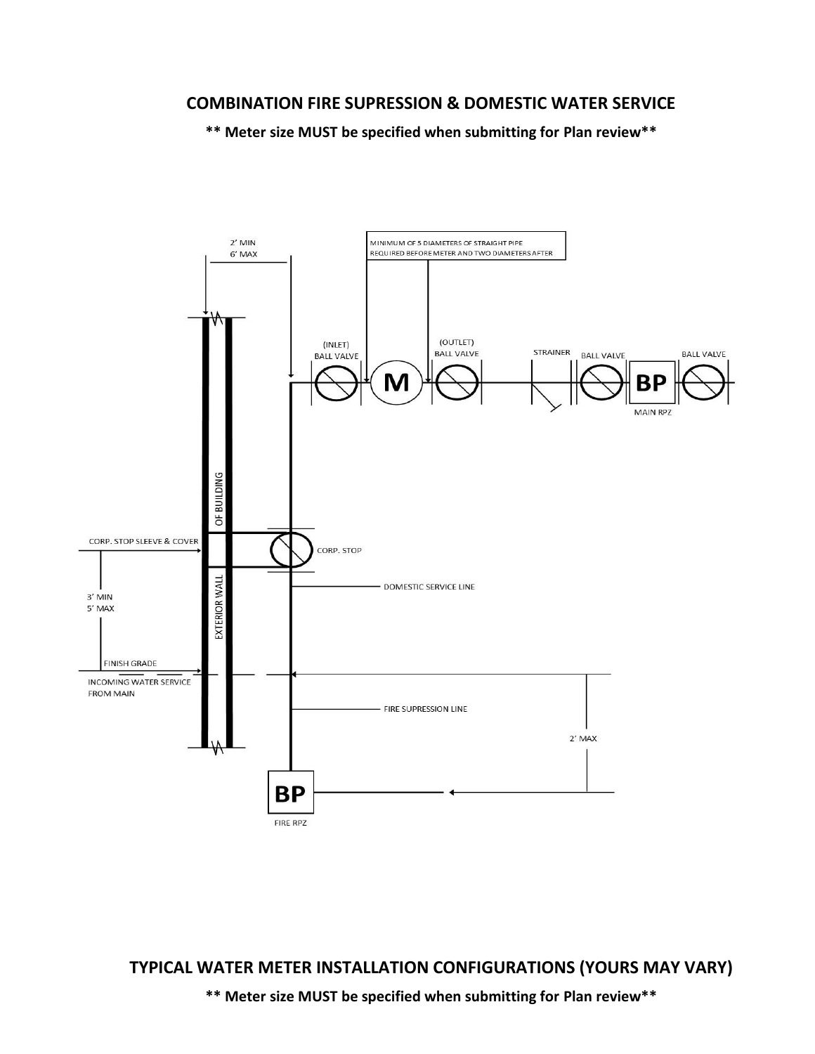## COMBINATION FIRE SUPRESSION & DOMESTIC WATER SERVICE

**\*\* Meter size MUST be specified when submitting for Plan review\*\***

2' MIN
6' MAX

MINIMUM OF 5 DIAMETERS OF STRAIGHT PIPE REQUIRED BEFORE METER AND TWO DIAMETERS AFTER

(INLET) BALL VALVE

M

(OUTLET) BALL VALVE

STRAINER

BALL VALVE

BP

MAIN RPZ

BALL VALVE

EXTERIOR WALL OF BUILDING

CORP. STOP SLEEVE & COVER

CORP. STOP

DOMESTIC SERVICE LINE

3' MIN
5' MAX

FINISH GRADE

INCOMING WATER SERVICE FROM MAIN

FIRE SUPRESSION LINE

2' MAX

BP

FIRE RPZ

## TYPICAL WATER METER INSTALLATION CONFIGURATIONS (YOURS MAY VARY)

**\*\* Meter size MUST be specified when submitting for Plan review\*\***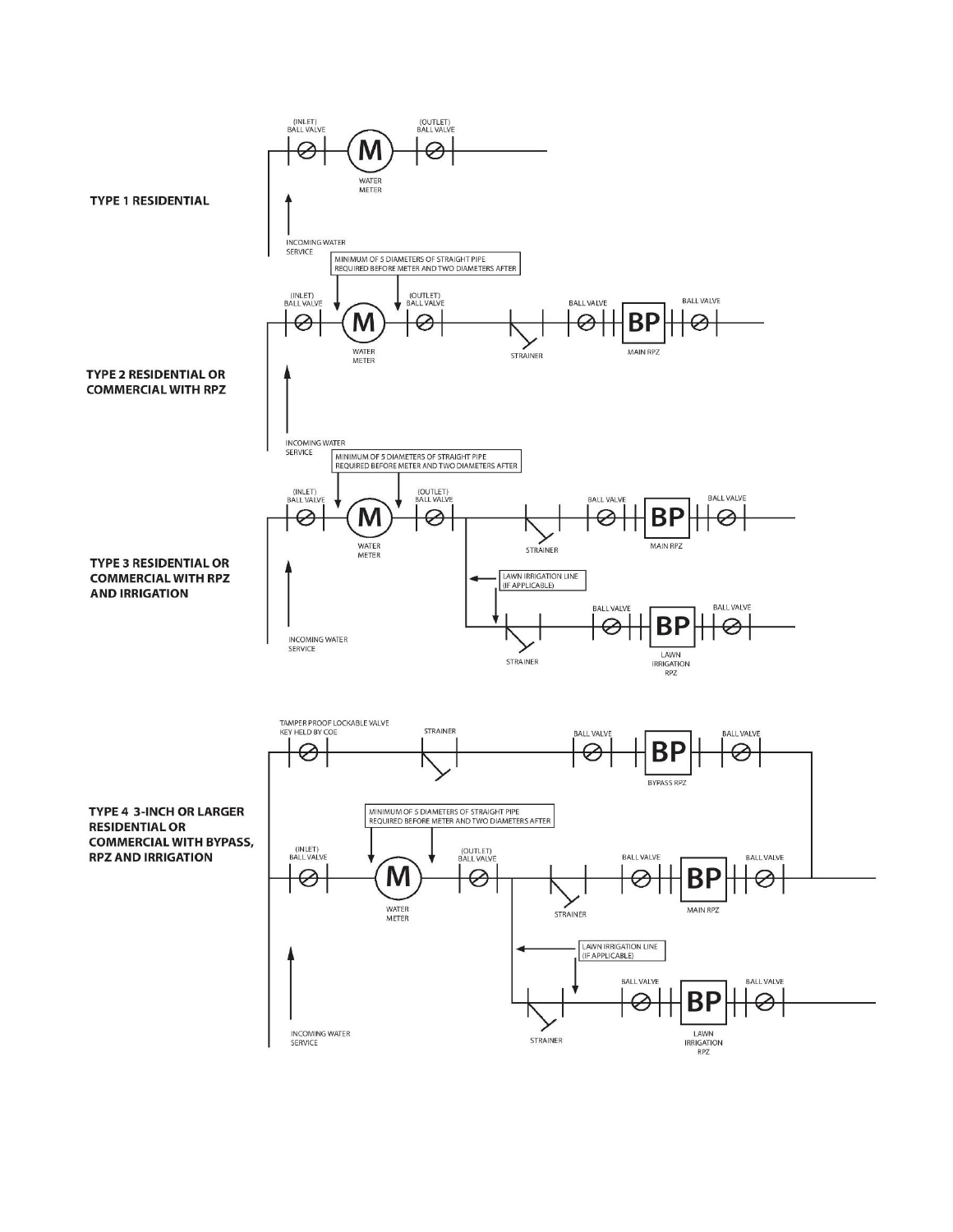TYPE 1 RESIDENTIAL

(INLET) BALL VALVE

WATER METER

(OUTLET) BALL VALVE

INCOMING WATER SERVICE

TYPE 2 RESIDENTIAL OR COMMERCIAL WITH RPZ

MINIMUM OF 5 DIAMETERS OF STRAIGHT PIPE REQUIRED BEFORE METER AND TWO DIAMETERS AFTER

(INLET) BALL VALVE

WATER METER

(OUTLET) BALL VALVE

STRAINER

BALL VALVE

MAIN RPZ

BALL VALVE

INCOMING WATER SERVICE

TYPE 3 RESIDENTIAL OR COMMERCIAL WITH RPZ AND IRRIGATION

MINIMUM OF 5 DIAMETERS OF STRAIGHT PIPE REQUIRED BEFORE METER AND TWO DIAMETERS AFTER

(INLET) BALL VALVE

WATER METER

(OUTLET) BALL VALVE

STRAINER

BALL VALVE

MAIN RPZ

BALL VALVE

LAWN IRRIGATION LINE (IF APPLICABLE)

STRAINER

BALL VALVE

LAWN IRRIGATION RPZ

BALL VALVE

INCOMING WATER SERVICE

TYPE 4 3-INCH OR LARGER RESIDENTIAL OR COMMERCIAL WITH BYPASS, RPZ AND IRRIGATION

TAMPER PROOF LOCKABLE VALVE KEY HELD BY COE

STRAINER

BALL VALVE

BYPASS RPZ

BALL VALVE

MINIMUM OF 5 DIAMETERS OF STRAIGHT PIPE REQUIRED BEFORE METER AND TWO DIAMETERS AFTER

(INLET) BALL VALVE

WATER METER

(OUTLET) BALL VALVE

STRAINER

BALL VALVE

MAIN RPZ

BALL VALVE

LAWN IRRIGATION LINE (IF APPLICABLE)

STRAINER

BALL VALVE

LAWN IRRIGATION RPZ

BALL VALVE

INCOMING WATER SERVICE